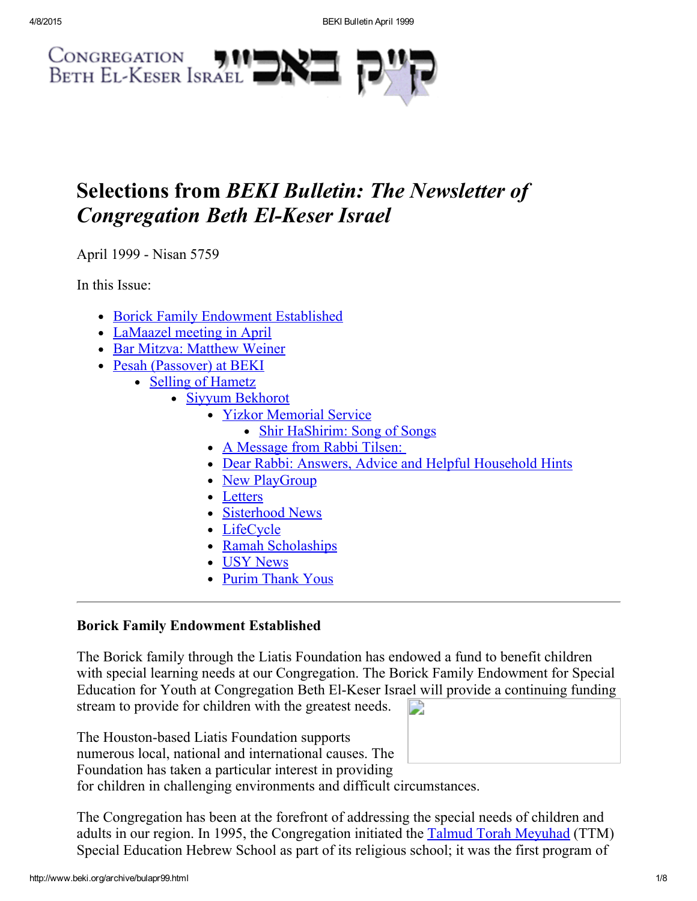# Selections from *BEKI Bulletin: The Newsletter of Congregation Beth El-Keser Israel*

April 1999 - Nisan 5759

In this Issue:

- Borick Family Endowment Established
- LaMaazel meeting in April
- Bar Mitzva: Matthew Weiner
- Pesah (Passover) at BEKI
  - Selling of Hametz
    - Siyyum Bekhorot
      - Yizkor Memorial Service
        - Shir HaShirim: Song of Songs
      - A Message from Rabbi Tilsen:
      - Dear Rabbi: Answers, Advice and Helpful Household Hints
      - New PlayGroup
      - Letters
      - Sisterhood News
      - LifeCycle
      - Ramah Scholaships
      - USY News
      - Purim Thank Yous

---

**Borick Family Endowment Established**

The Borick family through the Liatis Foundation has endowed a fund to benefit children with special learning needs at our Congregation. The Borick Family Endowment for Special Education for Youth at Congregation Beth El-Keser Israel will provide a continuing funding stream to provide for children with the greatest needs.

The Houston-based Liatis Foundation supports numerous local, national and international causes. The Foundation has taken a particular interest in providing for children in challenging environments and difficult circumstances.

The Congregation has been at the forefront of addressing the special needs of children and adults in our region. In 1995, the Congregation initiated the Talmud Torah Meyuhad (TTM) Special Education Hebrew School as part of its religious school; it was the first program of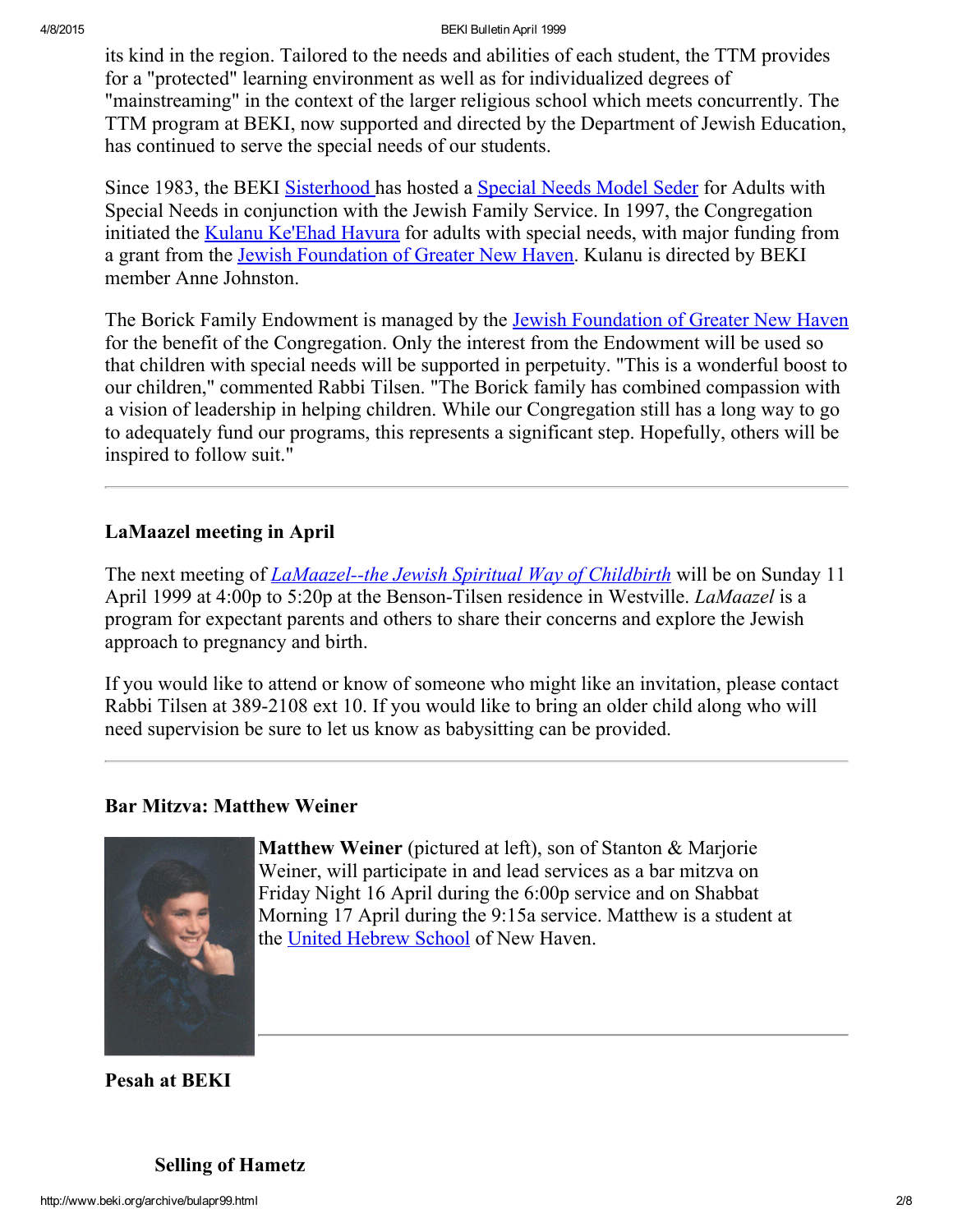its kind in the region. Tailored to the needs and abilities of each student, the TTM provides for a "protected" learning environment as well as for individualized degrees of "mainstreaming" in the context of the larger religious school which meets concurrently. The TTM program at BEKI, now supported and directed by the Department of Jewish Education, has continued to serve the special needs of our students.

Since 1983, the BEKI Sisterhood has hosted a Special Needs Model Seder for Adults with Special Needs in conjunction with the Jewish Family Service. In 1997, the Congregation initiated the Kulanu Ke'Ehad Havura for adults with special needs, with major funding from a grant from the Jewish Foundation of Greater New Haven. Kulanu is directed by BEKI member Anne Johnston.

The Borick Family Endowment is managed by the Jewish Foundation of Greater New Haven for the benefit of the Congregation. Only the interest from the Endowment will be used so that children with special needs will be supported in perpetuity. "This is a wonderful boost to our children," commented Rabbi Tilsen. "The Borick family has combined compassion with a vision of leadership in helping children. While our Congregation still has a long way to go to adequately fund our programs, this represents a significant step. Hopefully, others will be inspired to follow suit."

---

### LaMaazel meeting in April

The next meeting of *LaMaazel--the Jewish Spiritual Way of Childbirth* will be on Sunday 11 April 1999 at 4:00p to 5:20p at the Benson-Tilsen residence in Westville. *LaMaazel* is a program for expectant parents and others to share their concerns and explore the Jewish approach to pregnancy and birth.

If you would like to attend or know of someone who might like an invitation, please contact Rabbi Tilsen at 389-2108 ext 10. If you would like to bring an older child along who will need supervision be sure to let us know as babysitting can be provided.

---

### Bar Mitzva: Matthew Weiner

**Matthew Weiner** (pictured at left), son of Stanton & Marjorie Weiner, will participate in and lead services as a bar mitzva on Friday Night 16 April during the 6:00p service and on Shabbat Morning 17 April during the 9:15a service. Matthew is a student at the United Hebrew School of New Haven.

---

### Pesah at BEKI

#### Selling of Hametz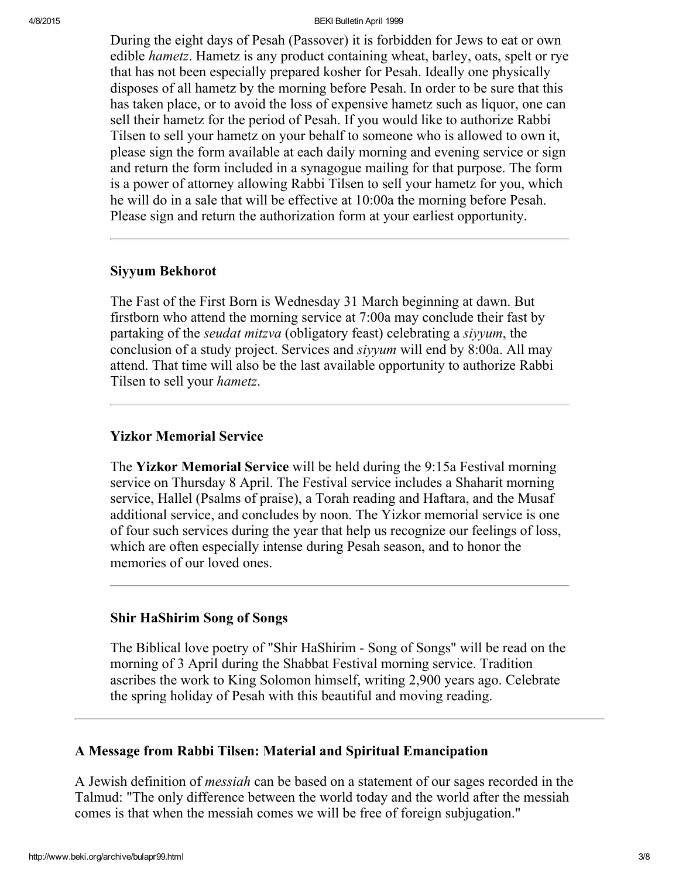During the eight days of Pesah (Passover) it is forbidden for Jews to eat or own edible *hametz*. Hametz is any product containing wheat, barley, oats, spelt or rye that has not been especially prepared kosher for Pesah. Ideally one physically disposes of all hametz by the morning before Pesah. In order to be sure that this has taken place, or to avoid the loss of expensive hametz such as liquor, one can sell their hametz for the period of Pesah. If you would like to authorize Rabbi Tilsen to sell your hametz on your behalf to someone who is allowed to own it, please sign the form available at each daily morning and evening service or sign and return the form included in a synagogue mailing for that purpose. The form is a power of attorney allowing Rabbi Tilsen to sell your hametz for you, which he will do in a sale that will be effective at 10:00a the morning before Pesah. Please sign and return the authorization form at your earliest opportunity.

---

### Siyyum Bekhorot

The Fast of the First Born is Wednesday 31 March beginning at dawn. But firstborn who attend the morning service at 7:00a may conclude their fast by partaking of the *seudat mitzva* (obligatory feast) celebrating a *siyyum*, the conclusion of a study project. Services and *siyyum* will end by 8:00a. All may attend. That time will also be the last available opportunity to authorize Rabbi Tilsen to sell your *hametz*.

---

### Yizkor Memorial Service

The **Yizkor Memorial Service** will be held during the 9:15a Festival morning service on Thursday 8 April. The Festival service includes a Shaharit morning service, Hallel (Psalms of praise), a Torah reading and Haftara, and the Musaf additional service, and concludes by noon. The Yizkor memorial service is one of four such services during the year that help us recognize our feelings of loss, which are often especially intense during Pesah season, and to honor the memories of our loved ones.

---

### Shir HaShirim Song of Songs

The Biblical love poetry of "Shir HaShirim - Song of Songs" will be read on the morning of 3 April during the Shabbat Festival morning service. Tradition ascribes the work to King Solomon himself, writing 2,900 years ago. Celebrate the spring holiday of Pesah with this beautiful and moving reading.

---

### A Message from Rabbi Tilsen: Material and Spiritual Emancipation

A Jewish definition of *messiah* can be based on a statement of our sages recorded in the Talmud: "The only difference between the world today and the world after the messiah comes is that when the messiah comes we will be free of foreign subjugation."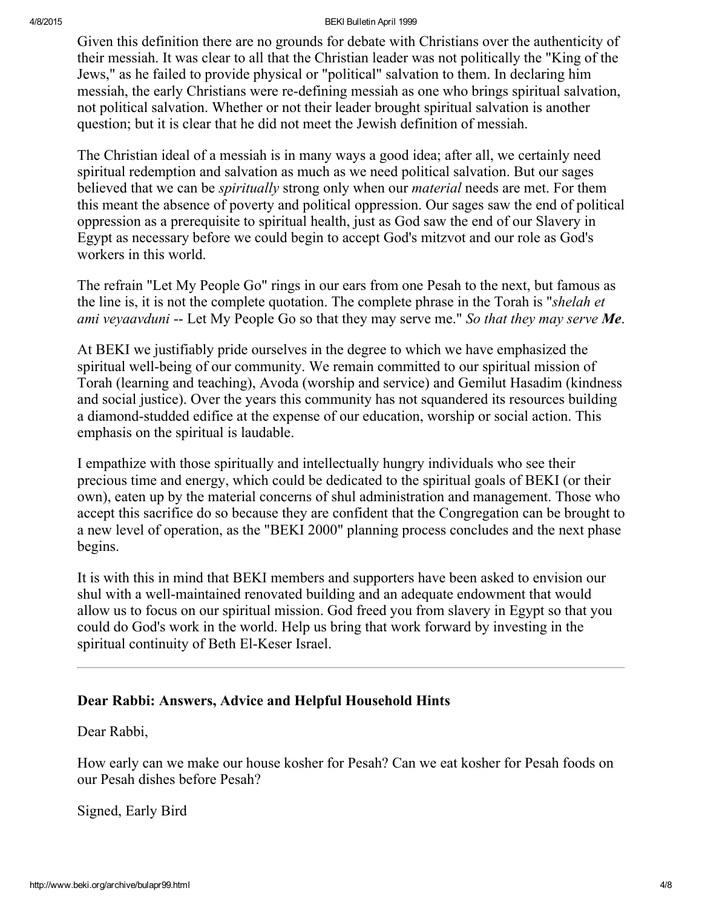Given this definition there are no grounds for debate with Christians over the authenticity of their messiah. It was clear to all that the Christian leader was not politically the "King of the Jews," as he failed to provide physical or "political" salvation to them. In declaring him messiah, the early Christians were re-defining messiah as one who brings spiritual salvation, not political salvation. Whether or not their leader brought spiritual salvation is another question; but it is clear that he did not meet the Jewish definition of messiah.

The Christian ideal of a messiah is in many ways a good idea; after all, we certainly need spiritual redemption and salvation as much as we need political salvation. But our sages believed that we can be *spiritually* strong only when our *material* needs are met. For them this meant the absence of poverty and political oppression. Our sages saw the end of political oppression as a prerequisite to spiritual health, just as God saw the end of our Slavery in Egypt as necessary before we could begin to accept God's mitzvot and our role as God's workers in this world.

The refrain "Let My People Go" rings in our ears from one Pesah to the next, but famous as the line is, it is not the complete quotation. The complete phrase in the Torah is "*shelah et ami veyaavduni* -- Let My People Go so that they may serve me." *So that they may serve **Me***.

At BEKI we justifiably pride ourselves in the degree to which we have emphasized the spiritual well-being of our community. We remain committed to our spiritual mission of Torah (learning and teaching), Avoda (worship and service) and Gemilut Hasadim (kindness and social justice). Over the years this community has not squandered its resources building a diamond-studded edifice at the expense of our education, worship or social action. This emphasis on the spiritual is laudable.

I empathize with those spiritually and intellectually hungry individuals who see their precious time and energy, which could be dedicated to the spiritual goals of BEKI (or their own), eaten up by the material concerns of shul administration and management. Those who accept this sacrifice do so because they are confident that the Congregation can be brought to a new level of operation, as the "BEKI 2000" planning process concludes and the next phase begins.

It is with this in mind that BEKI members and supporters have been asked to envision our shul with a well-maintained renovated building and an adequate endowment that would allow us to focus on our spiritual mission. God freed you from slavery in Egypt so that you could do God's work in the world. Help us bring that work forward by investing in the spiritual continuity of Beth El-Keser Israel.

---

### Dear Rabbi: Answers, Advice and Helpful Household Hints

Dear Rabbi,

How early can we make our house kosher for Pesah? Can we eat kosher for Pesah foods on our Pesah dishes before Pesah?

Signed, Early Bird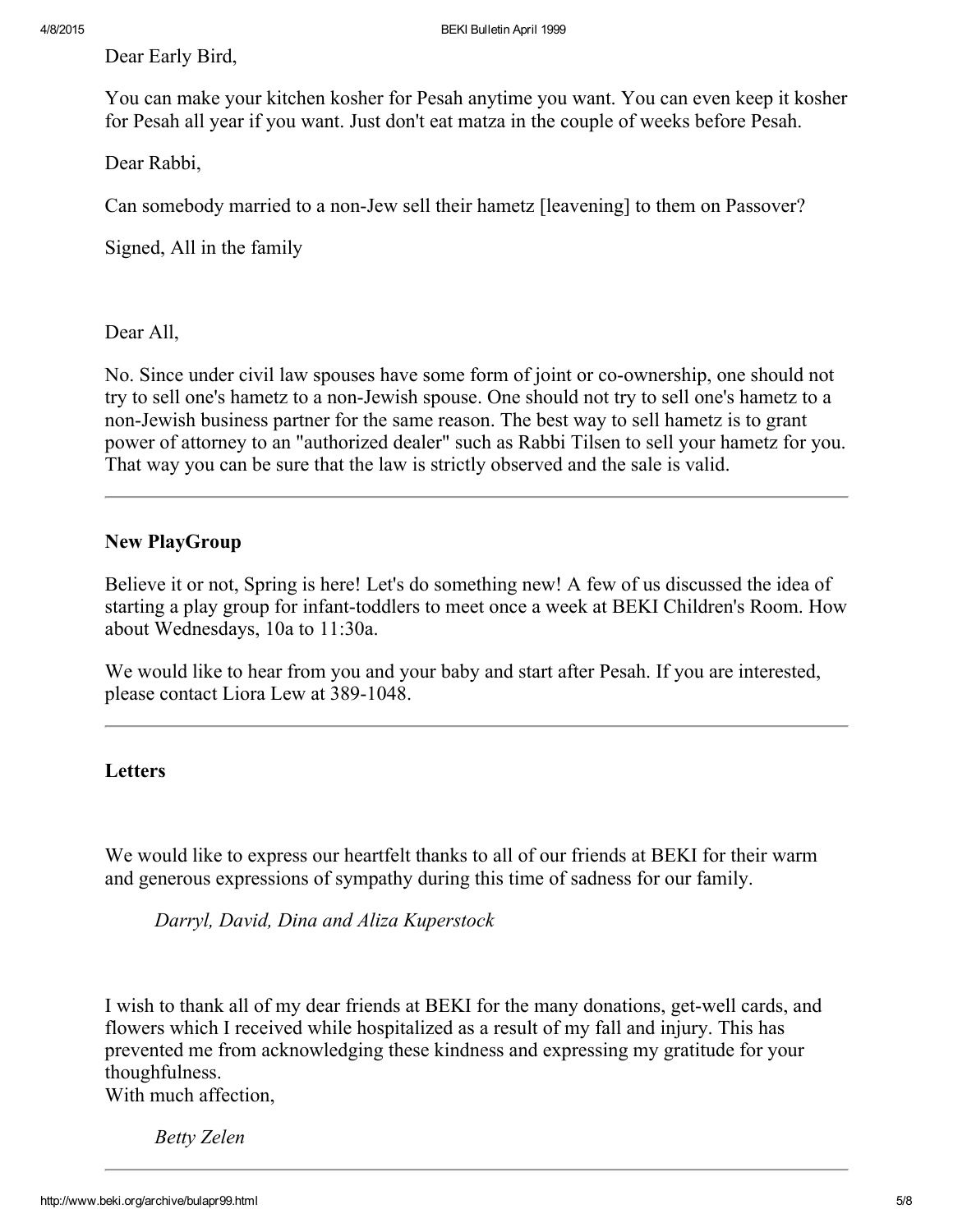Dear Early Bird,

You can make your kitchen kosher for Pesah anytime you want. You can even keep it kosher for Pesah all year if you want. Just don't eat matza in the couple of weeks before Pesah.

Dear Rabbi,

Can somebody married to a non-Jew sell their hametz [leavening] to them on Passover?

Signed, All in the family

Dear All,

No. Since under civil law spouses have some form of joint or co-ownership, one should not try to sell one's hametz to a non-Jewish spouse. One should not try to sell one's hametz to a non-Jewish business partner for the same reason. The best way to sell hametz is to grant power of attorney to an "authorized dealer" such as Rabbi Tilsen to sell your hametz for you. That way you can be sure that the law is strictly observed and the sale is valid.

---

### New PlayGroup

Believe it or not, Spring is here! Let's do something new! A few of us discussed the idea of starting a play group for infant-toddlers to meet once a week at BEKI Children's Room. How about Wednesdays, 10a to 11:30a.

We would like to hear from you and your baby and start after Pesah. If you are interested, please contact Liora Lew at 389-1048.

---

### Letters

We would like to express our heartfelt thanks to all of our friends at BEKI for their warm and generous expressions of sympathy during this time of sadness for our family.

*Darryl, David, Dina and Aliza Kuperstock*

I wish to thank all of my dear friends at BEKI for the many donations, get-well cards, and flowers which I received while hospitalized as a result of my fall and injury. This has prevented me from acknowledging these kindness and expressing my gratitude for your thoughfulness.
With much affection,

*Betty Zelen*

---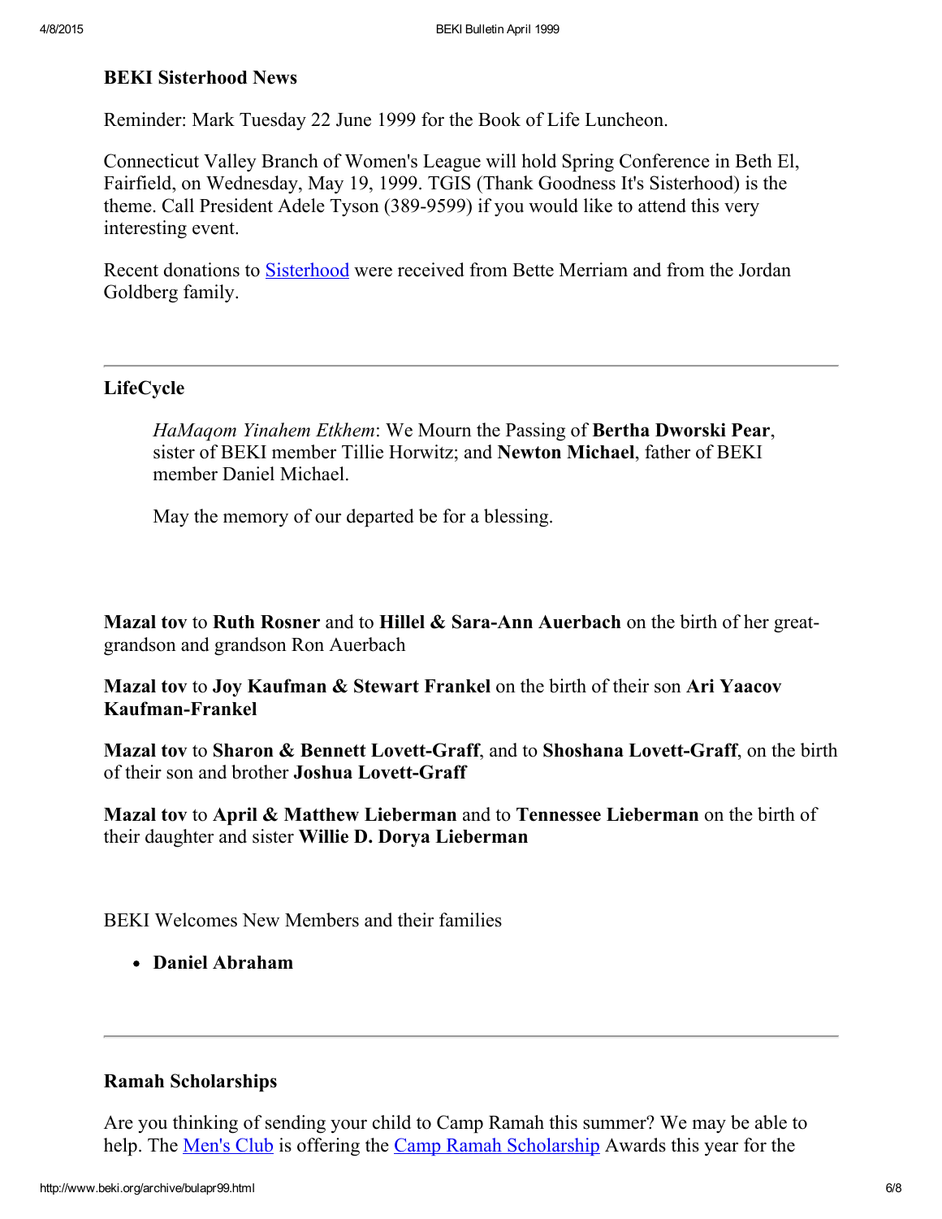### BEKI Sisterhood News

Reminder: Mark Tuesday 22 June 1999 for the Book of Life Luncheon.

Connecticut Valley Branch of Women's League will hold Spring Conference in Beth El, Fairfield, on Wednesday, May 19, 1999. TGIS (Thank Goodness It's Sisterhood) is the theme. Call President Adele Tyson (389-9599) if you would like to attend this very interesting event.

Recent donations to Sisterhood were received from Bette Merriam and from the Jordan Goldberg family.

---

### LifeCycle

> *HaMaqom Yinahem Etkhem*: We Mourn the Passing of **Bertha Dworski Pear**, sister of BEKI member Tillie Horwitz; and **Newton Michael**, father of BEKI member Daniel Michael.
>
> May the memory of our departed be for a blessing.

**Mazal tov** to **Ruth Rosner** and to **Hillel & Sara-Ann Auerbach** on the birth of her great-grandson and grandson Ron Auerbach

**Mazal tov** to **Joy Kaufman & Stewart Frankel** on the birth of their son **Ari Yaacov Kaufman-Frankel**

**Mazal tov** to **Sharon & Bennett Lovett-Graff**, and to **Shoshana Lovett-Graff**, on the birth of their son and brother **Joshua Lovett-Graff**

**Mazal tov** to **April & Matthew Lieberman** and to **Tennessee Lieberman** on the birth of their daughter and sister **Willie D. Dorya Lieberman**

BEKI Welcomes New Members and their families

- **Daniel Abraham**

---

### Ramah Scholarships

Are you thinking of sending your child to Camp Ramah this summer? We may be able to help. The Men's Club is offering the Camp Ramah Scholarship Awards this year for the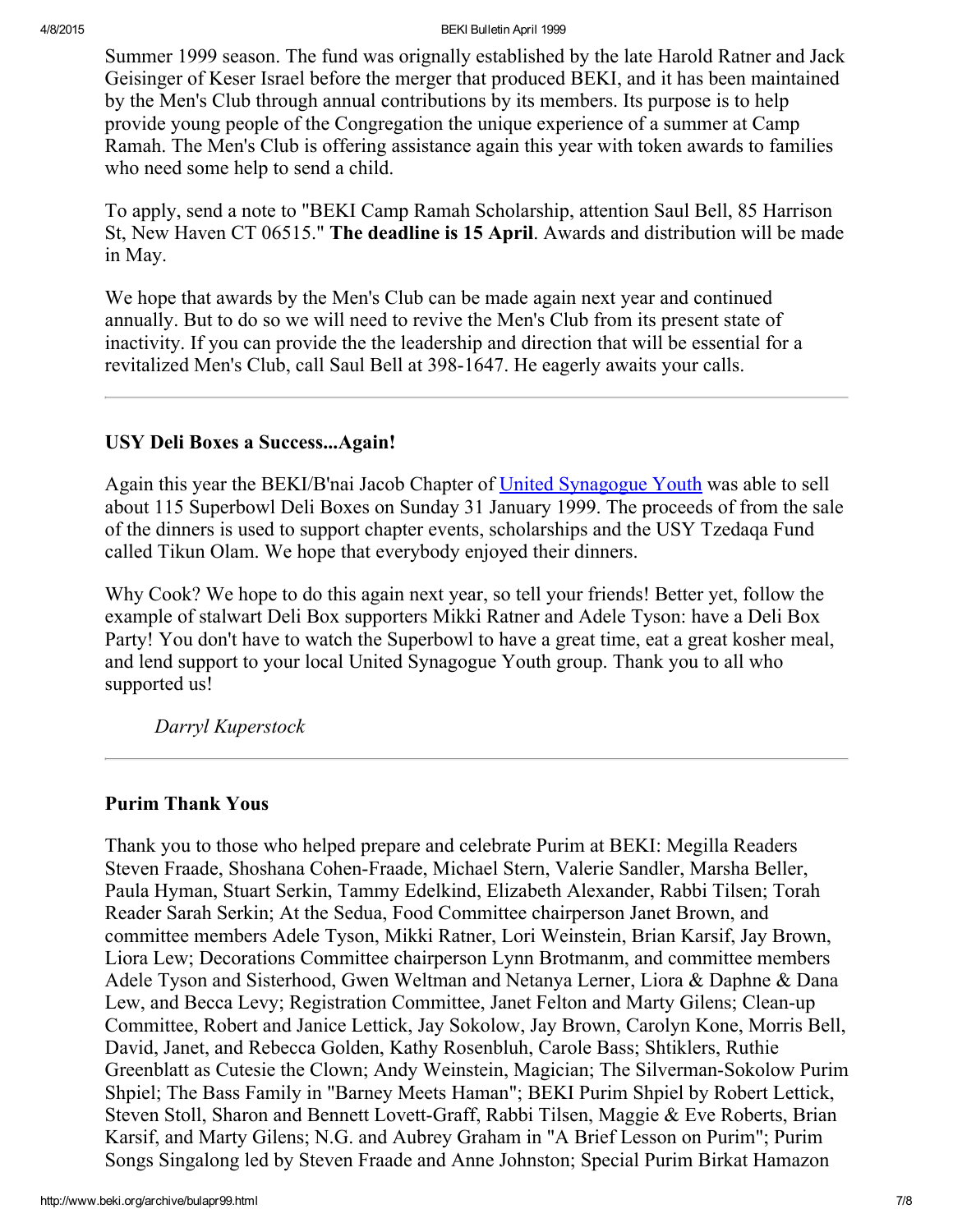Summer 1999 season. The fund was orignally established by the late Harold Ratner and Jack Geisinger of Keser Israel before the merger that produced BEKI, and it has been maintained by the Men's Club through annual contributions by its members. Its purpose is to help provide young people of the Congregation the unique experience of a summer at Camp Ramah. The Men's Club is offering assistance again this year with token awards to families who need some help to send a child.

To apply, send a note to "BEKI Camp Ramah Scholarship, attention Saul Bell, 85 Harrison St, New Haven CT 06515." **The deadline is 15 April**. Awards and distribution will be made in May.

We hope that awards by the Men's Club can be made again next year and continued annually. But to do so we will need to revive the Men's Club from its present state of inactivity. If you can provide the the leadership and direction that will be essential for a revitalized Men's Club, call Saul Bell at 398-1647. He eagerly awaits your calls.

---

### USY Deli Boxes a Success...Again!

Again this year the BEKI/B'nai Jacob Chapter of United Synagogue Youth was able to sell about 115 Superbowl Deli Boxes on Sunday 31 January 1999. The proceeds of from the sale of the dinners is used to support chapter events, scholarships and the USY Tzedaqa Fund called Tikun Olam. We hope that everybody enjoyed their dinners.

Why Cook? We hope to do this again next year, so tell your friends! Better yet, follow the example of stalwart Deli Box supporters Mikki Ratner and Adele Tyson: have a Deli Box Party! You don't have to watch the Superbowl to have a great time, eat a great kosher meal, and lend support to your local United Synagogue Youth group. Thank you to all who supported us!

*Darryl Kuperstock*

---

### Purim Thank Yous

Thank you to those who helped prepare and celebrate Purim at BEKI: Megilla Readers Steven Fraade, Shoshana Cohen-Fraade, Michael Stern, Valerie Sandler, Marsha Beller, Paula Hyman, Stuart Serkin, Tammy Edelkind, Elizabeth Alexander, Rabbi Tilsen; Torah Reader Sarah Serkin; At the Sedua, Food Committee chairperson Janet Brown, and committee members Adele Tyson, Mikki Ratner, Lori Weinstein, Brian Karsif, Jay Brown, Liora Lew; Decorations Committee chairperson Lynn Brotmanm, and committee members Adele Tyson and Sisterhood, Gwen Weltman and Netanya Lerner, Liora & Daphne & Dana Lew, and Becca Levy; Registration Committee, Janet Felton and Marty Gilens; Clean-up Committee, Robert and Janice Lettick, Jay Sokolow, Jay Brown, Carolyn Kone, Morris Bell, David, Janet, and Rebecca Golden, Kathy Rosenbluh, Carole Bass; Shtiklers, Ruthie Greenblatt as Cutesie the Clown; Andy Weinstein, Magician; The Silverman-Sokolow Purim Shpiel; The Bass Family in "Barney Meets Haman"; BEKI Purim Shpiel by Robert Lettick, Steven Stoll, Sharon and Bennett Lovett-Graff, Rabbi Tilsen, Maggie & Eve Roberts, Brian Karsif, and Marty Gilens; N.G. and Aubrey Graham in "A Brief Lesson on Purim"; Purim Songs Singalong led by Steven Fraade and Anne Johnston; Special Purim Birkat Hamazon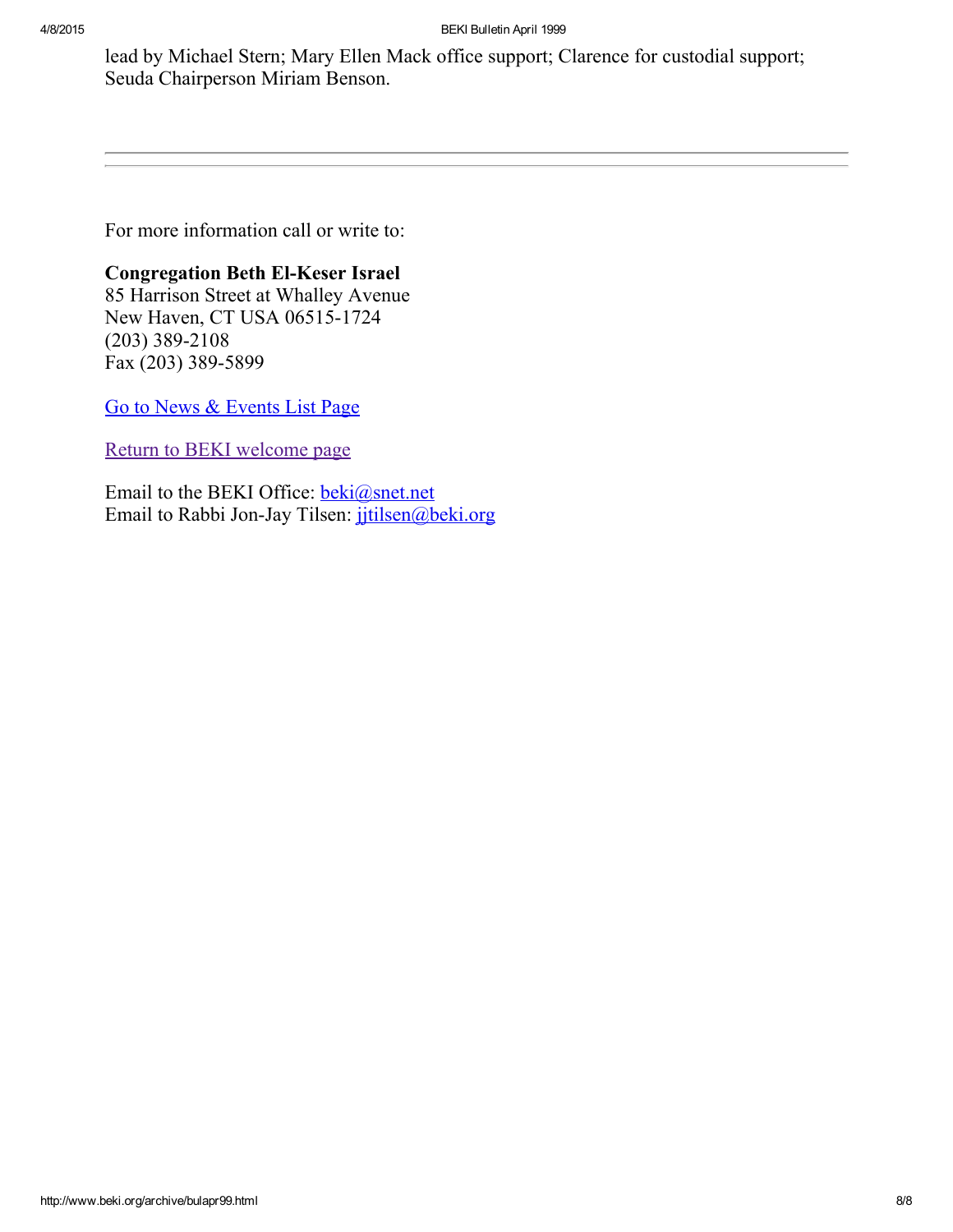lead by Michael Stern; Mary Ellen Mack office support; Clarence for custodial support; Seuda Chairperson Miriam Benson.

---

For more information call or write to:

**Congregation Beth El-Keser Israel**
85 Harrison Street at Whalley Avenue
New Haven, CT USA 06515-1724
(203) 389-2108
Fax (203) 389-5899

Go to News & Events List Page

Return to BEKI welcome page

Email to the BEKI Office: beki@snet.net
Email to Rabbi Jon-Jay Tilsen: jjtilsen@beki.org